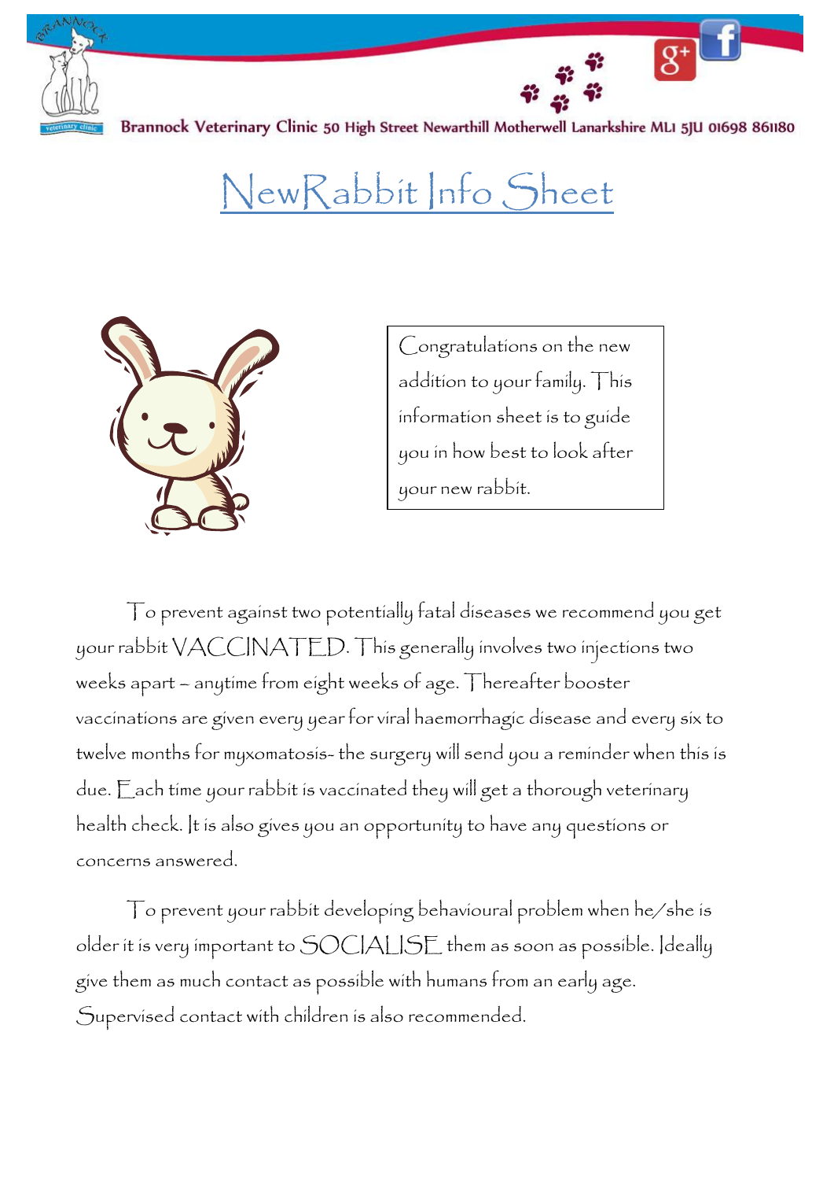Brannock Veterinary Clinic 50 High Street Newarthill Motherwell Lanarkshire ML1 5JU 01698 861180

# NewRabbit Info Sheet

Congratulations on the new addition to your family. This information sheet is to guide you in how best to look after your new rabbit.

To prevent against two potentially fatal diseases we recommend you get your rabbit VACCINATED. This generally involves two injections two weeks apart – anytime from eight weeks of age. Thereafter booster vaccinations are given every year for viral haemorrhagic disease and every six to twelve months for myxomatosis- the surgery will send you a reminder when this is due. Each time your rabbit is vaccinated they will get a thorough veterinary health check. It is also gives you an opportunity to have any questions or concerns answered.

To prevent your rabbit developing behavioural problem when he/she is older it is very important to SOCIALISE them as soon as possible. Ideally give them as much contact as possible with humans from an early age. Supervised contact with children is also recommended.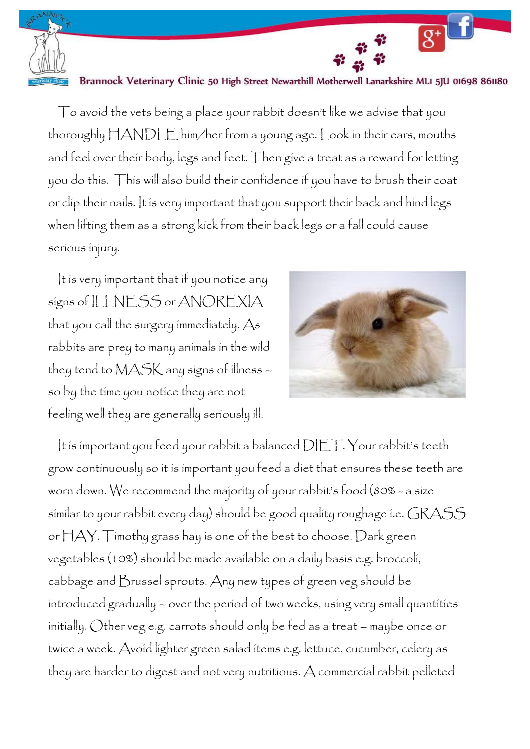To avoid the vets being a place your rabbit doesn't like we advise that you thoroughly HANDLE him/her from a young age. Look in their ears, mouths and feel over their body, legs and feet. Then give a treat as a reward for letting you do this. This will also build their confidence if you have to brush their coat or clip their nails. It is very important that you support their back and hind legs when lifting them as a strong kick from their back legs or a fall could cause serious injury.

It is very important that if you notice any signs of ILLNESS or ANOREXIA that you call the surgery immediately. As rabbits are prey to many animals in the wild they tend to MASK any signs of illness – so by the time you notice they are not feeling well they are generally seriously ill.

It is important you feed your rabbit a balanced DIET. Your rabbit's teeth grow continuously so it is important you feed a diet that ensures these teeth are worn down. We recommend the majority of your rabbit's food (80% - a size similar to your rabbit every day) should be good quality roughage i.e. GRASS or HAY. Timothy grass hay is one of the best to choose. Dark green vegetables (10%) should be made available on a daily basis e.g. broccoli, cabbage and Brussel sprouts. Any new types of green veg should be introduced gradually – over the period of two weeks, using very small quantities initially. Other veg e.g. carrots should only be fed as a treat – maybe once or twice a week. Avoid lighter green salad items e.g. lettuce, cucumber, celery as they are harder to digest and not very nutritious. A commercial rabbit pelleted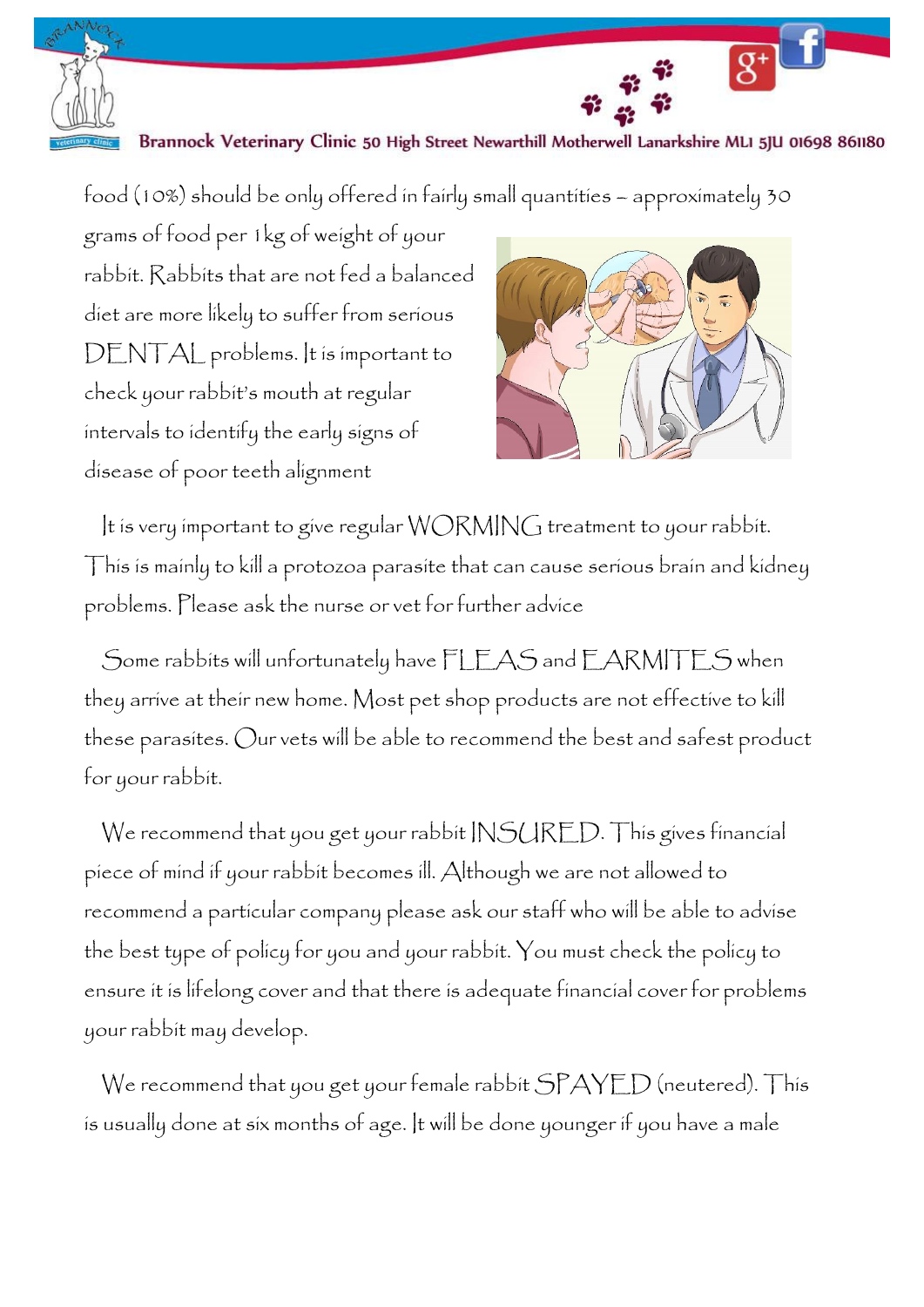food (10%) should be only offered in fairly small quantities – approximately 30 grams of food per 1kg of weight of your rabbit. Rabbits that are not fed a balanced diet are more likely to suffer from serious DENTAL problems. It is important to check your rabbit's mouth at regular intervals to identify the early signs of disease of poor teeth alignment

It is very important to give regular WORMING treatment to your rabbit. This is mainly to kill a protozoa parasite that can cause serious brain and kidney problems. Please ask the nurse or vet for further advice

Some rabbits will unfortunately have FLEAS and EARMITES when they arrive at their new home. Most pet shop products are not effective to kill these parasites. Our vets will be able to recommend the best and safest product for your rabbit.

We recommend that you get your rabbit INSURED. This gives financial piece of mind if your rabbit becomes ill. Although we are not allowed to recommend a particular company please ask our staff who will be able to advise the best type of policy for you and your rabbit. You must check the policy to ensure it is lifelong cover and that there is adequate financial cover for problems your rabbit may develop.

We recommend that you get your female rabbit SPAYED (neutered). This is usually done at six months of age. It will be done younger if you have a male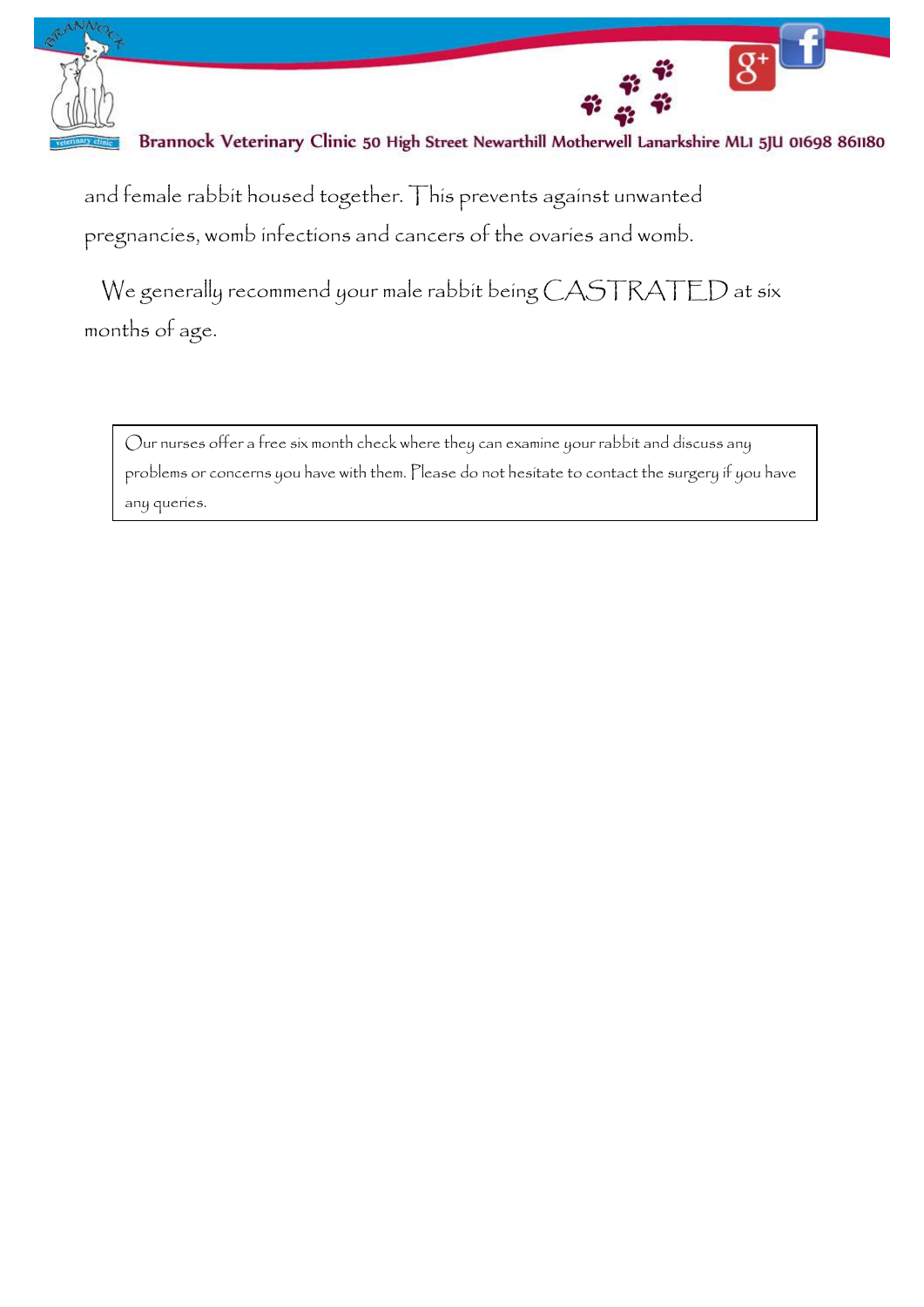and female rabbit housed together. This prevents against unwanted pregnancies, womb infections and cancers of the ovaries and womb.

We generally recommend your male rabbit being CASTRATED at six months of age.

Our nurses offer a free six month check where they can examine your rabbit and discuss any problems or concerns you have with them. Please do not hesitate to contact the surgery if you have any queries.